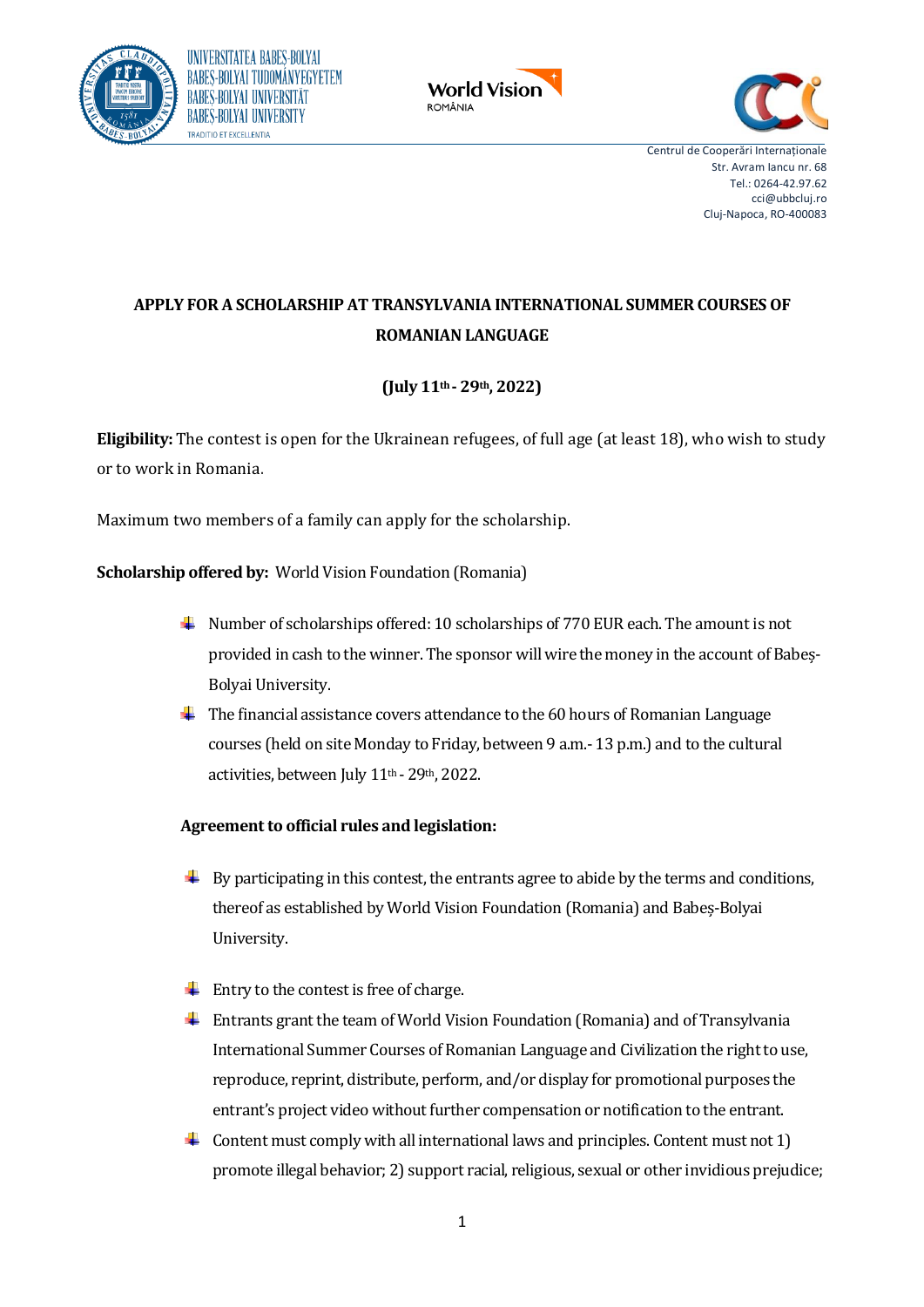UNIVERSITATEA BABEȘ-BOLYAI
BABEȘ-BOLYAI TUDOMÁNYEGYETEM
BABEȘ-BOLYAI UNIVERSITÄT
BABEȘ-BOLYAI UNIVERSITY
TRADITIO ET EXCELLENTIA

World Vision
ROMÂNIA

Centrul de Cooperări Internaționale
Str. Avram Iancu nr. 68
Tel.: 0264-42.97.62
cci@ubbcluj.ro
Cluj-Napoca, RO-400083

## APPLY FOR A SCHOLARSHIP AT TRANSYLVANIA INTERNATIONAL SUMMER COURSES OF ROMANIAN LANGUAGE

**(July 11th - 29th, 2022)**

**Eligibility:** The contest is open for the Ukrainean refugees, of full age (at least 18), who wish to study or to work in Romania.

Maximum two members of a family can apply for the scholarship.

**Scholarship offered by:** World Vision Foundation (Romania)

- Number of scholarships offered: 10 scholarships of 770 EUR each. The amount is not provided in cash to the winner. The sponsor will wire the money in the account of Babeș-Bolyai University.
- The financial assistance covers attendance to the 60 hours of Romanian Language courses (held on site Monday to Friday, between 9 a.m.- 13 p.m.) and to the cultural activities, between July 11th - 29th, 2022.

**Agreement to official rules and legislation:**

- By participating in this contest, the entrants agree to abide by the terms and conditions, thereof as established by World Vision Foundation (Romania) and Babeș-Bolyai University.
- Entry to the contest is free of charge.
- Entrants grant the team of World Vision Foundation (Romania) and of Transylvania International Summer Courses of Romanian Language and Civilization the right to use, reproduce, reprint, distribute, perform, and/or display for promotional purposes the entrant's project video without further compensation or notification to the entrant.
- Content must comply with all international laws and principles. Content must not 1) promote illegal behavior; 2) support racial, religious, sexual or other invidious prejudice;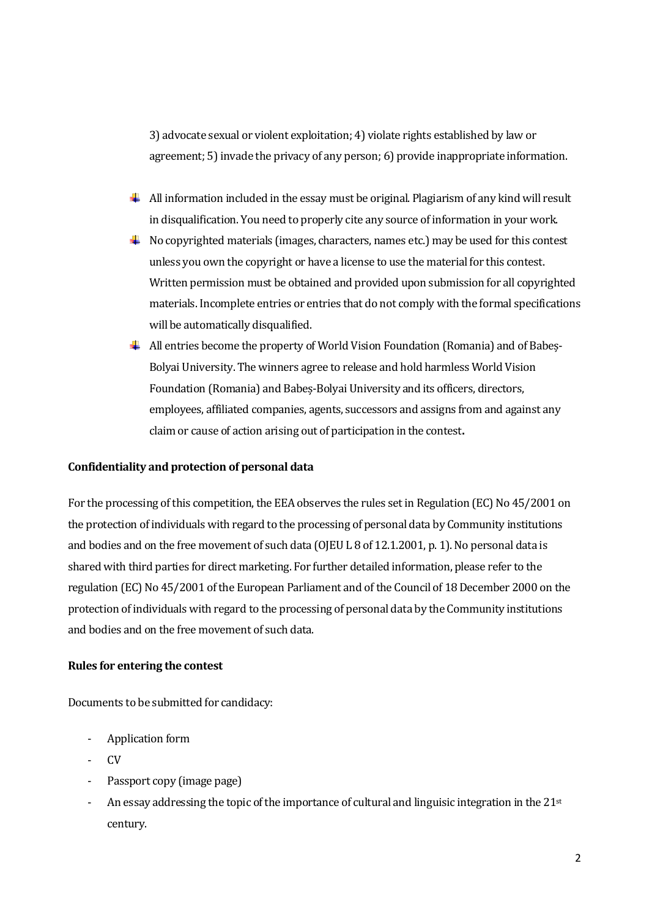3) advocate sexual or violent exploitation; 4) violate rights established by law or agreement; 5) invade the privacy of any person; 6) provide inappropriate information.

- All information included in the essay must be original. Plagiarism of any kind will result in disqualification. You need to properly cite any source of information in your work.
- No copyrighted materials (images, characters, names etc.) may be used for this contest unless you own the copyright or have a license to use the material for this contest. Written permission must be obtained and provided upon submission for all copyrighted materials. Incomplete entries or entries that do not comply with the formal specifications will be automatically disqualified.
- All entries become the property of World Vision Foundation (Romania) and of Babeș-Bolyai University. The winners agree to release and hold harmless World Vision Foundation (Romania) and Babeș-Bolyai University and its officers, directors, employees, affiliated companies, agents, successors and assigns from and against any claim or cause of action arising out of participation in the contest**.**

**Confidentiality and protection of personal data**

For the processing of this competition, the EEA observes the rules set in Regulation (EC) No 45/2001 on the protection of individuals with regard to the processing of personal data by Community institutions and bodies and on the free movement of such data (OJEU L 8 of 12.1.2001, p. 1). No personal data is shared with third parties for direct marketing. For further detailed information, please refer to the regulation (EC) No 45/2001 of the European Parliament and of the Council of 18 December 2000 on the protection of individuals with regard to the processing of personal data by the Community institutions and bodies and on the free movement of such data.

**Rules for entering the contest**

Documents to be submitted for candidacy:

- Application form
- CV
- Passport copy (image page)
- An essay addressing the topic of the importance of cultural and linguisic integration in the 21st century.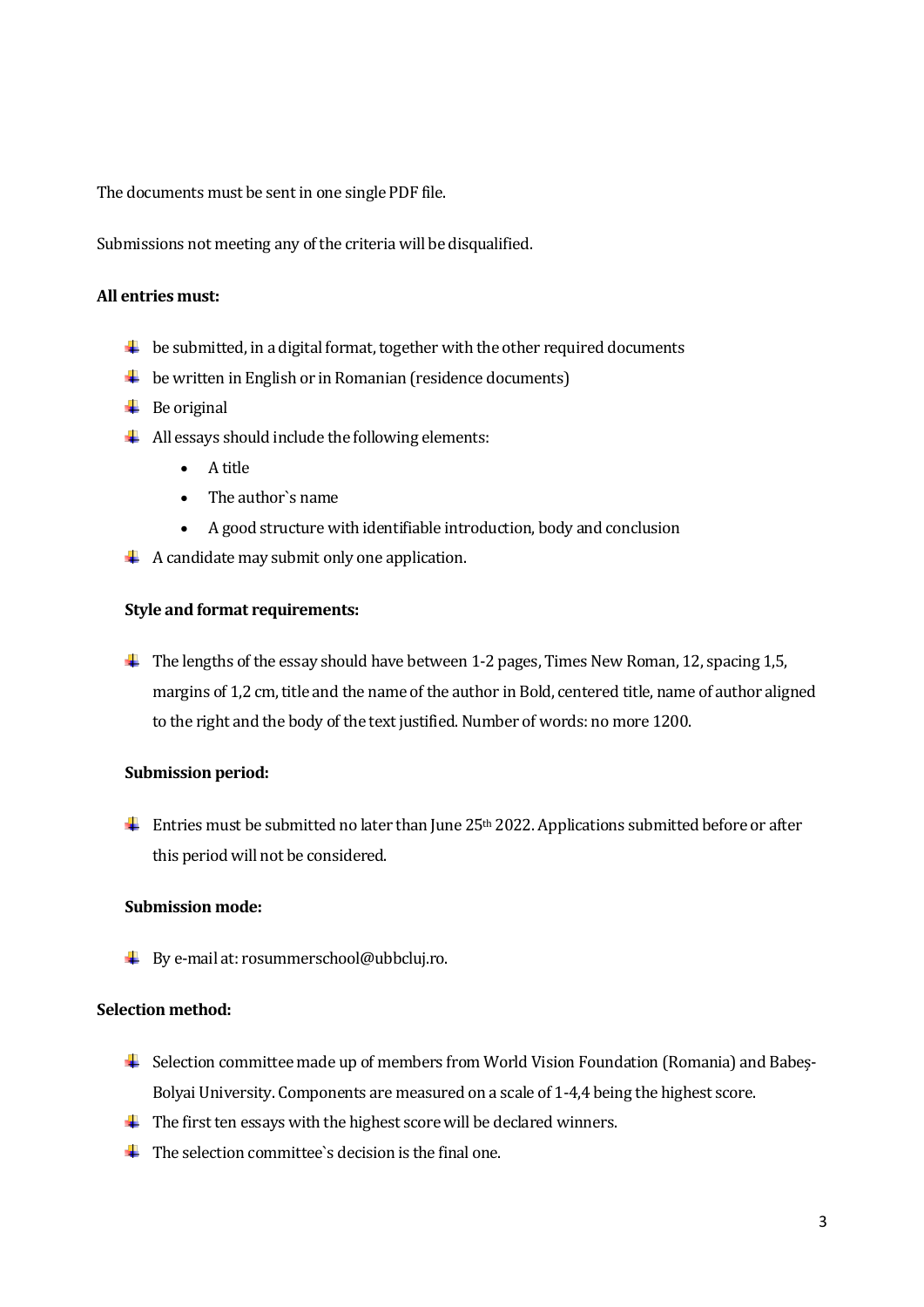The documents must be sent in one single PDF file.

Submissions not meeting any of the criteria will be disqualified.

**All entries must:**

- be submitted, in a digital format, together with the other required documents
- be written in English or in Romanian (residence documents)
- Be original
- All essays should include the following elements:
  - A title
  - The author`s name
  - A good structure with identifiable introduction, body and conclusion
- A candidate may submit only one application.

**Style and format requirements:**

- The lengths of the essay should have between 1-2 pages, Times New Roman, 12, spacing 1,5, margins of 1,2 cm, title and the name of the author in Bold, centered title, name of author aligned to the right and the body of the text justified. Number of words: no more 1200.

**Submission period:**

- Entries must be submitted no later than June 25th 2022. Applications submitted before or after this period will not be considered.

**Submission mode:**

- By e-mail at: rosummerschool@ubbcluj.ro.

**Selection method:**

- Selection committee made up of members from World Vision Foundation (Romania) and Babeș-Bolyai University. Components are measured on a scale of 1-4,4 being the highest score.
- The first ten essays with the highest score will be declared winners.
- The selection committee`s decision is the final one.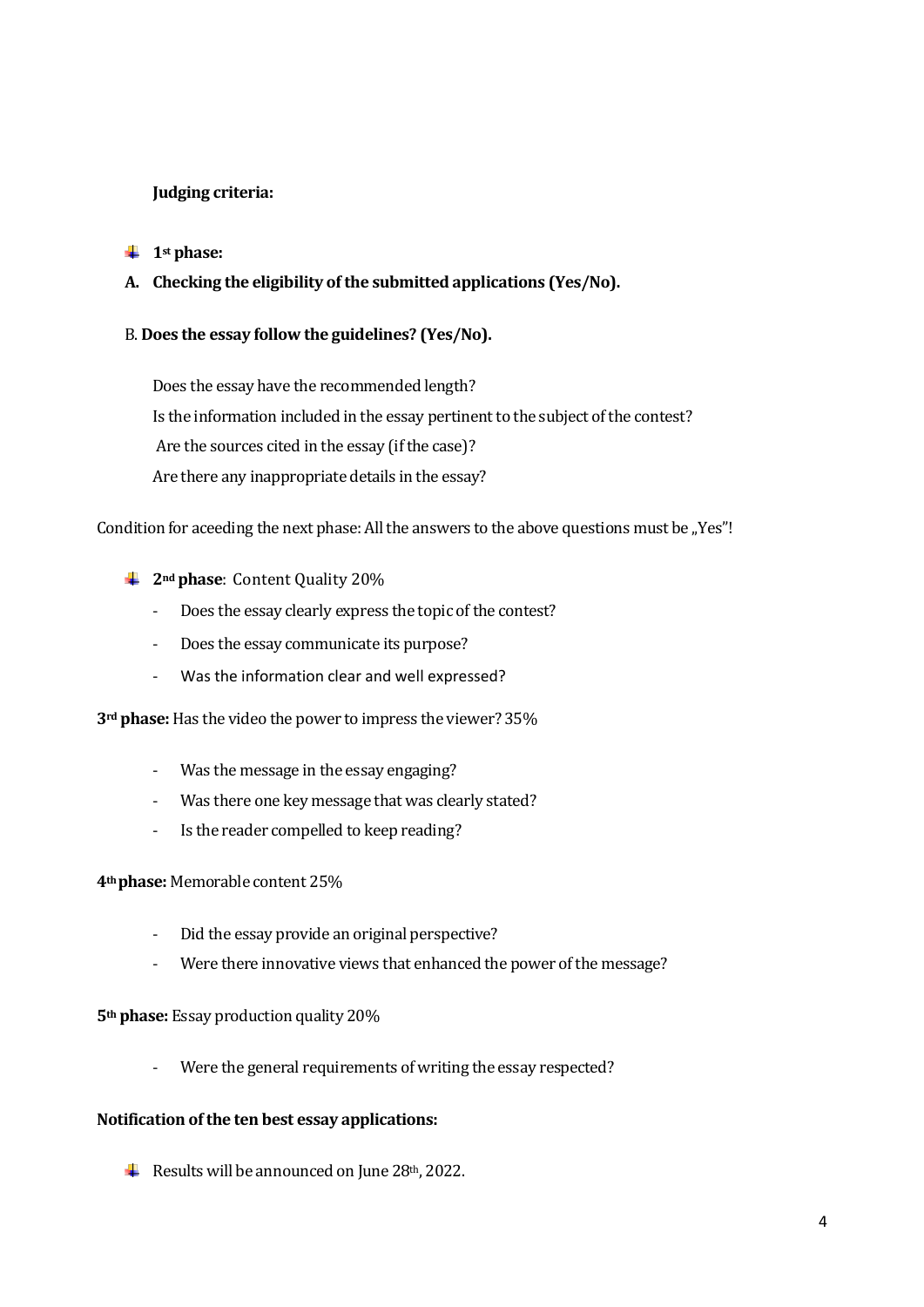**Judging criteria:**

- **1[st] phase:**

**A. Checking the eligibility of the submitted applications (Yes/No).**

B. **Does the essay follow the guidelines? (Yes/No).**

Does the essay have the recommended length?

Is the information included in the essay pertinent to the subject of the contest?

Are the sources cited in the essay (if the case)?

Are there any inappropriate details in the essay?

Condition for aceeding the next phase: All the answers to the above questions must be „Yes"!

- **2[nd] phase**: Content Quality 20%
  - Does the essay clearly express the topic of the contest?
  - Does the essay communicate its purpose?
  - Was the information clear and well expressed?

**3[rd] phase:** Has the video the power to impress the viewer? 35%

- Was the message in the essay engaging?
- Was there one key message that was clearly stated?
- Is the reader compelled to keep reading?

**4[th] phase:** Memorable content 25%

- Did the essay provide an original perspective?
- Were there innovative views that enhanced the power of the message?

**5[th] phase:** Essay production quality 20%

- Were the general requirements of writing the essay respected?

**Notification of the ten best essay applications:**

- Results will be announced on June 28[th], 2022.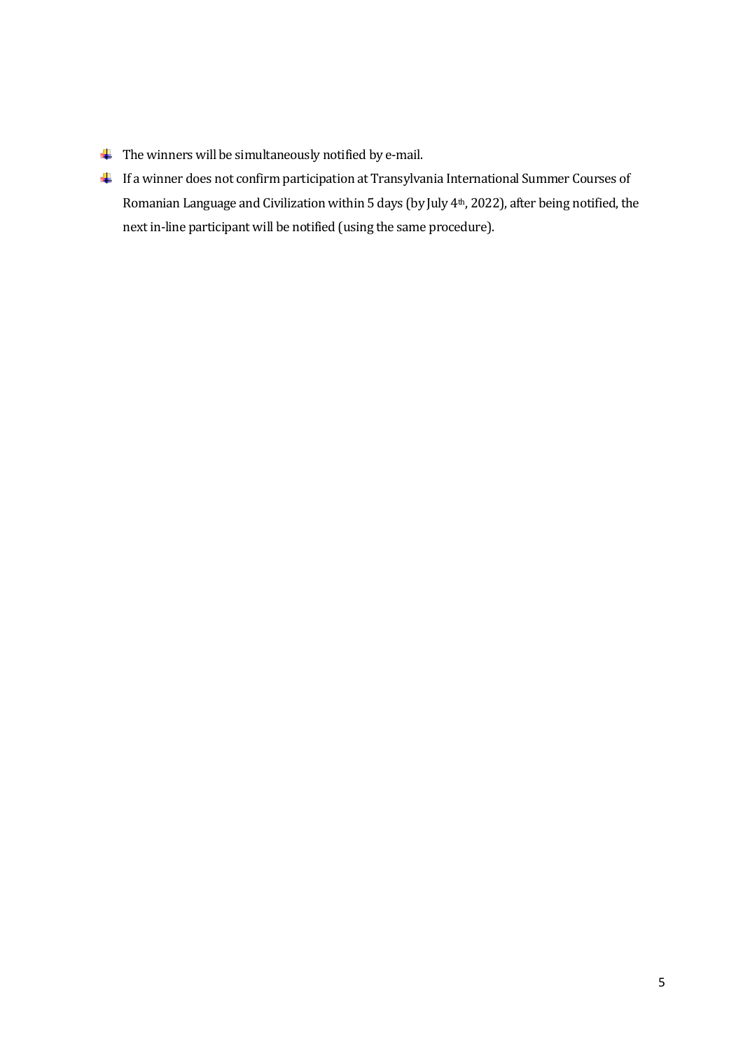- The winners will be simultaneously notified by e-mail.
- If a winner does not confirm participation at Transylvania International Summer Courses of Romanian Language and Civilization within 5 days (by July 4th, 2022), after being notified, the next in-line participant will be notified (using the same procedure).